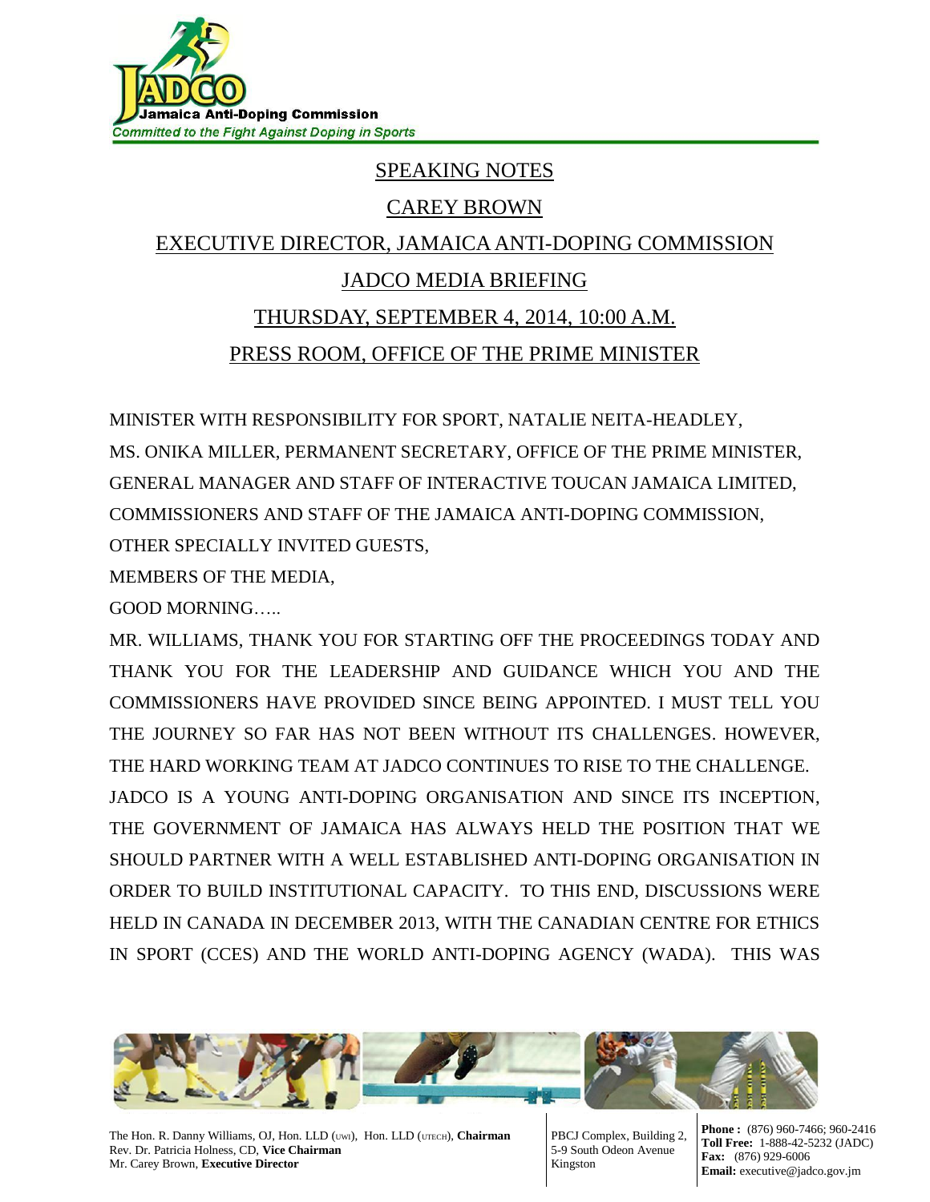Jamaica Anti-Doping Commission

*Committed to the Fight Against Doping in Sports*

# SPEAKING NOTES

## CAREY BROWN

## EXECUTIVE DIRECTOR, JAMAICA ANTI-DOPING COMMISSION

## JADCO MEDIA BRIEFING

## THURSDAY, SEPTEMBER 4, 2014, 10:00 A.M.

## PRESS ROOM, OFFICE OF THE PRIME MINISTER

MINISTER WITH RESPONSIBILITY FOR SPORT, NATALIE NEITA-HEADLEY,
MS. ONIKA MILLER, PERMANENT SECRETARY, OFFICE OF THE PRIME MINISTER,
GENERAL MANAGER AND STAFF OF INTERACTIVE TOUCAN JAMAICA LIMITED,
COMMISSIONERS AND STAFF OF THE JAMAICA ANTI-DOPING COMMISSION,
OTHER SPECIALLY INVITED GUESTS,
MEMBERS OF THE MEDIA,
GOOD MORNING…..

MR. WILLIAMS, THANK YOU FOR STARTING OFF THE PROCEEDINGS TODAY AND THANK YOU FOR THE LEADERSHIP AND GUIDANCE WHICH YOU AND THE COMMISSIONERS HAVE PROVIDED SINCE BEING APPOINTED. I MUST TELL YOU THE JOURNEY SO FAR HAS NOT BEEN WITHOUT ITS CHALLENGES. HOWEVER, THE HARD WORKING TEAM AT JADCO CONTINUES TO RISE TO THE CHALLENGE.

JADCO IS A YOUNG ANTI-DOPING ORGANISATION AND SINCE ITS INCEPTION, THE GOVERNMENT OF JAMAICA HAS ALWAYS HELD THE POSITION THAT WE SHOULD PARTNER WITH A WELL ESTABLISHED ANTI-DOPING ORGANISATION IN ORDER TO BUILD INSTITUTIONAL CAPACITY. TO THIS END, DISCUSSIONS WERE HELD IN CANADA IN DECEMBER 2013, WITH THE CANADIAN CENTRE FOR ETHICS IN SPORT (CCES) AND THE WORLD ANTI-DOPING AGENCY (WADA). THIS WAS

The Hon. R. Danny Williams, OJ, Hon. LLD (UWI), Hon. LLD (UTECH), **Chairman**
Rev. Dr. Patricia Holness, CD, **Vice Chairman**
Mr. Carey Brown, **Executive Director**

PBCJ Complex, Building 2,
5-9 South Odeon Avenue
Kingston

**Phone :** (876) 960-7466; 960-2416
**Toll Free:** 1-888-42-5232 (JADC)
**Fax:** (876) 929-6006
**Email:** executive@jadco.gov.jm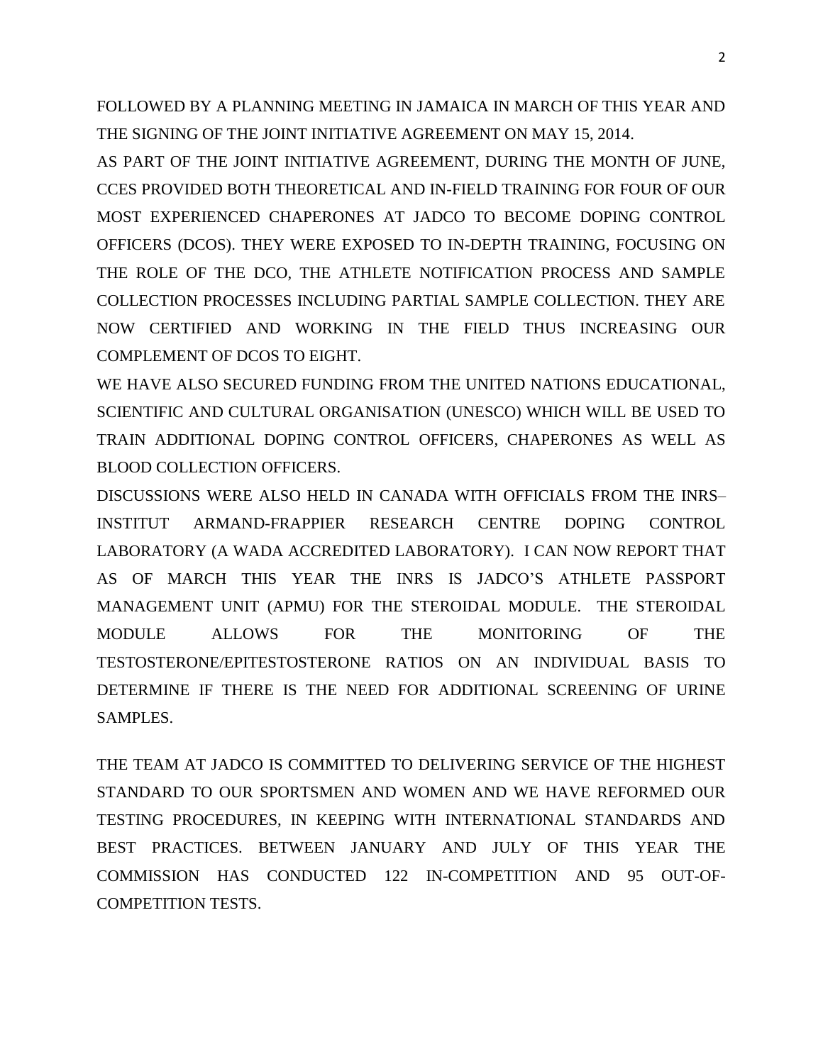FOLLOWED BY A PLANNING MEETING IN JAMAICA IN MARCH OF THIS YEAR AND THE SIGNING OF THE JOINT INITIATIVE AGREEMENT ON MAY 15, 2014.

AS PART OF THE JOINT INITIATIVE AGREEMENT, DURING THE MONTH OF JUNE, CCES PROVIDED BOTH THEORETICAL AND IN-FIELD TRAINING FOR FOUR OF OUR MOST EXPERIENCED CHAPERONES AT JADCO TO BECOME DOPING CONTROL OFFICERS (DCOS). THEY WERE EXPOSED TO IN-DEPTH TRAINING, FOCUSING ON THE ROLE OF THE DCO, THE ATHLETE NOTIFICATION PROCESS AND SAMPLE COLLECTION PROCESSES INCLUDING PARTIAL SAMPLE COLLECTION. THEY ARE NOW CERTIFIED AND WORKING IN THE FIELD THUS INCREASING OUR COMPLEMENT OF DCOS TO EIGHT.

WE HAVE ALSO SECURED FUNDING FROM THE UNITED NATIONS EDUCATIONAL, SCIENTIFIC AND CULTURAL ORGANISATION (UNESCO) WHICH WILL BE USED TO TRAIN ADDITIONAL DOPING CONTROL OFFICERS, CHAPERONES AS WELL AS BLOOD COLLECTION OFFICERS.

DISCUSSIONS WERE ALSO HELD IN CANADA WITH OFFICIALS FROM THE INRS–INSTITUT ARMAND-FRAPPIER RESEARCH CENTRE DOPING CONTROL LABORATORY (A WADA ACCREDITED LABORATORY). I CAN NOW REPORT THAT AS OF MARCH THIS YEAR THE INRS IS JADCO'S ATHLETE PASSPORT MANAGEMENT UNIT (APMU) FOR THE STEROIDAL MODULE. THE STEROIDAL MODULE ALLOWS FOR THE MONITORING OF THE TESTOSTERONE/EPITESTOSTERONE RATIOS ON AN INDIVIDUAL BASIS TO DETERMINE IF THERE IS THE NEED FOR ADDITIONAL SCREENING OF URINE SAMPLES.

THE TEAM AT JADCO IS COMMITTED TO DELIVERING SERVICE OF THE HIGHEST STANDARD TO OUR SPORTSMEN AND WOMEN AND WE HAVE REFORMED OUR TESTING PROCEDURES, IN KEEPING WITH INTERNATIONAL STANDARDS AND BEST PRACTICES. BETWEEN JANUARY AND JULY OF THIS YEAR THE COMMISSION HAS CONDUCTED 122 IN-COMPETITION AND 95 OUT-OF-COMPETITION TESTS.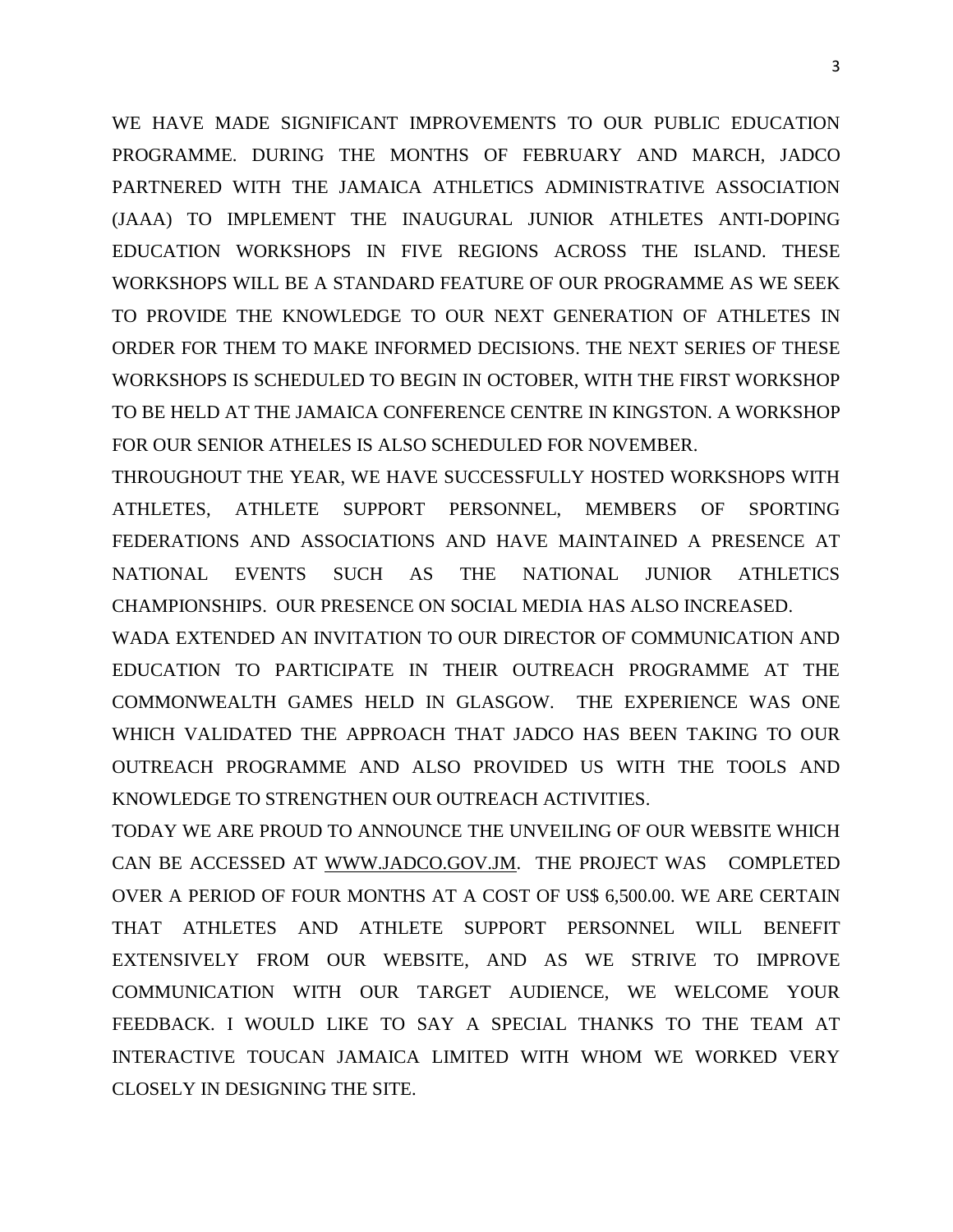WE HAVE MADE SIGNIFICANT IMPROVEMENTS TO OUR PUBLIC EDUCATION PROGRAMME. DURING THE MONTHS OF FEBRUARY AND MARCH, JADCO PARTNERED WITH THE JAMAICA ATHLETICS ADMINISTRATIVE ASSOCIATION (JAAA) TO IMPLEMENT THE INAUGURAL JUNIOR ATHLETES ANTI-DOPING EDUCATION WORKSHOPS IN FIVE REGIONS ACROSS THE ISLAND. THESE WORKSHOPS WILL BE A STANDARD FEATURE OF OUR PROGRAMME AS WE SEEK TO PROVIDE THE KNOWLEDGE TO OUR NEXT GENERATION OF ATHLETES IN ORDER FOR THEM TO MAKE INFORMED DECISIONS. THE NEXT SERIES OF THESE WORKSHOPS IS SCHEDULED TO BEGIN IN OCTOBER, WITH THE FIRST WORKSHOP TO BE HELD AT THE JAMAICA CONFERENCE CENTRE IN KINGSTON. A WORKSHOP FOR OUR SENIOR ATHELES IS ALSO SCHEDULED FOR NOVEMBER.

THROUGHOUT THE YEAR, WE HAVE SUCCESSFULLY HOSTED WORKSHOPS WITH ATHLETES, ATHLETE SUPPORT PERSONNEL, MEMBERS OF SPORTING FEDERATIONS AND ASSOCIATIONS AND HAVE MAINTAINED A PRESENCE AT NATIONAL EVENTS SUCH AS THE NATIONAL JUNIOR ATHLETICS CHAMPIONSHIPS. OUR PRESENCE ON SOCIAL MEDIA HAS ALSO INCREASED.

WADA EXTENDED AN INVITATION TO OUR DIRECTOR OF COMMUNICATION AND EDUCATION TO PARTICIPATE IN THEIR OUTREACH PROGRAMME AT THE COMMONWEALTH GAMES HELD IN GLASGOW. THE EXPERIENCE WAS ONE WHICH VALIDATED THE APPROACH THAT JADCO HAS BEEN TAKING TO OUR OUTREACH PROGRAMME AND ALSO PROVIDED US WITH THE TOOLS AND KNOWLEDGE TO STRENGTHEN OUR OUTREACH ACTIVITIES.

TODAY WE ARE PROUD TO ANNOUNCE THE UNVEILING OF OUR WEBSITE WHICH CAN BE ACCESSED AT WWW.JADCO.GOV.JM. THE PROJECT WAS COMPLETED OVER A PERIOD OF FOUR MONTHS AT A COST OF US$ 6,500.00. WE ARE CERTAIN THAT ATHLETES AND ATHLETE SUPPORT PERSONNEL WILL BENEFIT EXTENSIVELY FROM OUR WEBSITE, AND AS WE STRIVE TO IMPROVE COMMUNICATION WITH OUR TARGET AUDIENCE, WE WELCOME YOUR FEEDBACK. I WOULD LIKE TO SAY A SPECIAL THANKS TO THE TEAM AT INTERACTIVE TOUCAN JAMAICA LIMITED WITH WHOM WE WORKED VERY CLOSELY IN DESIGNING THE SITE.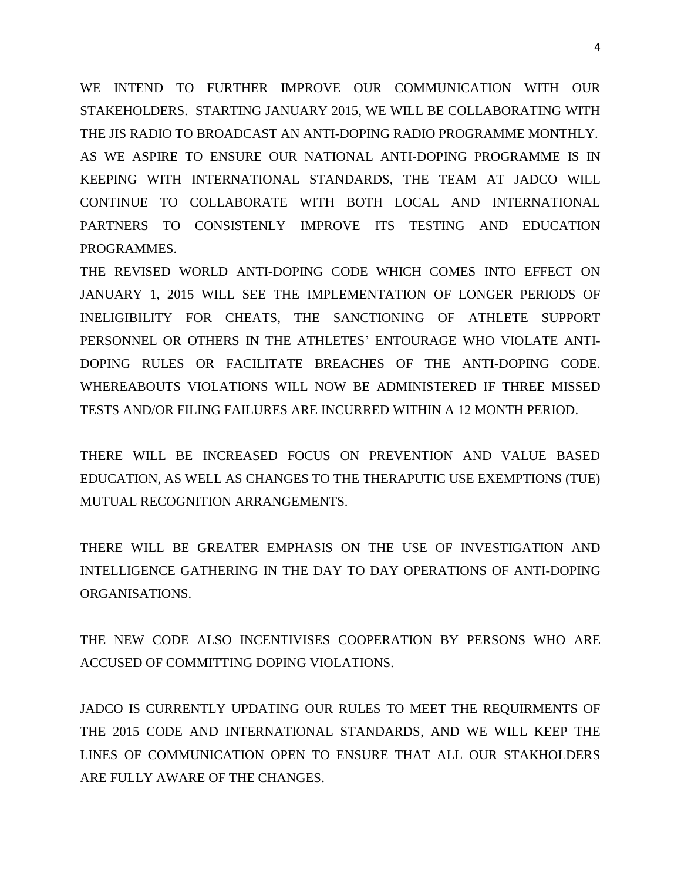WE INTEND TO FURTHER IMPROVE OUR COMMUNICATION WITH OUR STAKEHOLDERS. STARTING JANUARY 2015, WE WILL BE COLLABORATING WITH THE JIS RADIO TO BROADCAST AN ANTI-DOPING RADIO PROGRAMME MONTHLY. AS WE ASPIRE TO ENSURE OUR NATIONAL ANTI-DOPING PROGRAMME IS IN KEEPING WITH INTERNATIONAL STANDARDS, THE TEAM AT JADCO WILL CONTINUE TO COLLABORATE WITH BOTH LOCAL AND INTERNATIONAL PARTNERS TO CONSISTENLY IMPROVE ITS TESTING AND EDUCATION PROGRAMMES.

THE REVISED WORLD ANTI-DOPING CODE WHICH COMES INTO EFFECT ON JANUARY 1, 2015 WILL SEE THE IMPLEMENTATION OF LONGER PERIODS OF INELIGIBILITY FOR CHEATS, THE SANCTIONING OF ATHLETE SUPPORT PERSONNEL OR OTHERS IN THE ATHLETES' ENTOURAGE WHO VIOLATE ANTI-DOPING RULES OR FACILITATE BREACHES OF THE ANTI-DOPING CODE. WHEREABOUTS VIOLATIONS WILL NOW BE ADMINISTERED IF THREE MISSED TESTS AND/OR FILING FAILURES ARE INCURRED WITHIN A 12 MONTH PERIOD.

THERE WILL BE INCREASED FOCUS ON PREVENTION AND VALUE BASED EDUCATION, AS WELL AS CHANGES TO THE THERAPUTIC USE EXEMPTIONS (TUE) MUTUAL RECOGNITION ARRANGEMENTS.

THERE WILL BE GREATER EMPHASIS ON THE USE OF INVESTIGATION AND INTELLIGENCE GATHERING IN THE DAY TO DAY OPERATIONS OF ANTI-DOPING ORGANISATIONS.

THE NEW CODE ALSO INCENTIVISES COOPERATION BY PERSONS WHO ARE ACCUSED OF COMMITTING DOPING VIOLATIONS.

JADCO IS CURRENTLY UPDATING OUR RULES TO MEET THE REQUIRMENTS OF THE 2015 CODE AND INTERNATIONAL STANDARDS, AND WE WILL KEEP THE LINES OF COMMUNICATION OPEN TO ENSURE THAT ALL OUR STAKHOLDERS ARE FULLY AWARE OF THE CHANGES.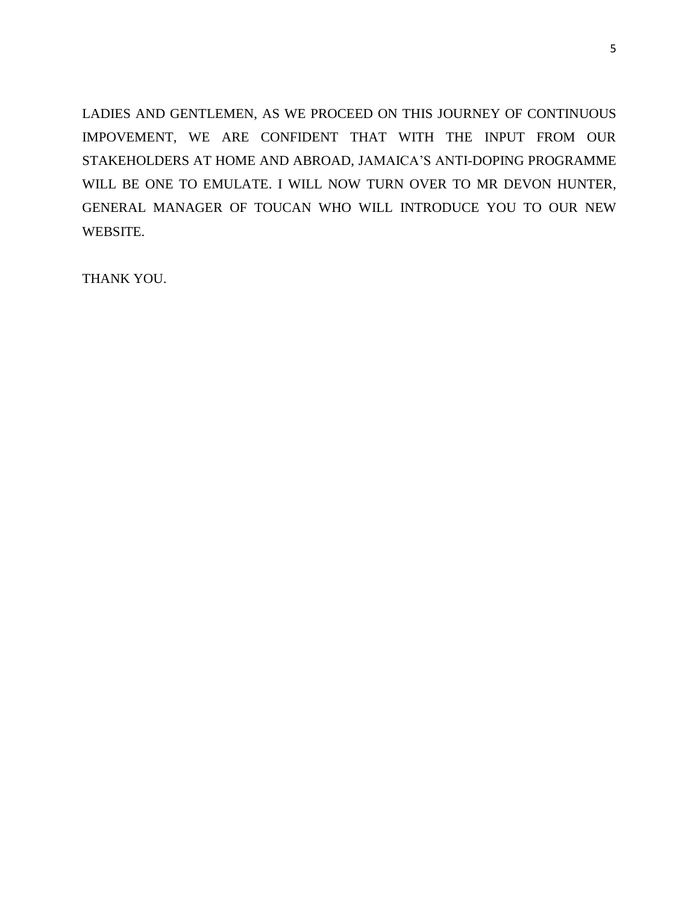LADIES AND GENTLEMEN, AS WE PROCEED ON THIS JOURNEY OF CONTINUOUS IMPOVEMENT, WE ARE CONFIDENT THAT WITH THE INPUT FROM OUR STAKEHOLDERS AT HOME AND ABROAD, JAMAICA'S ANTI-DOPING PROGRAMME WILL BE ONE TO EMULATE. I WILL NOW TURN OVER TO MR DEVON HUNTER, GENERAL MANAGER OF TOUCAN WHO WILL INTRODUCE YOU TO OUR NEW WEBSITE.

THANK YOU.